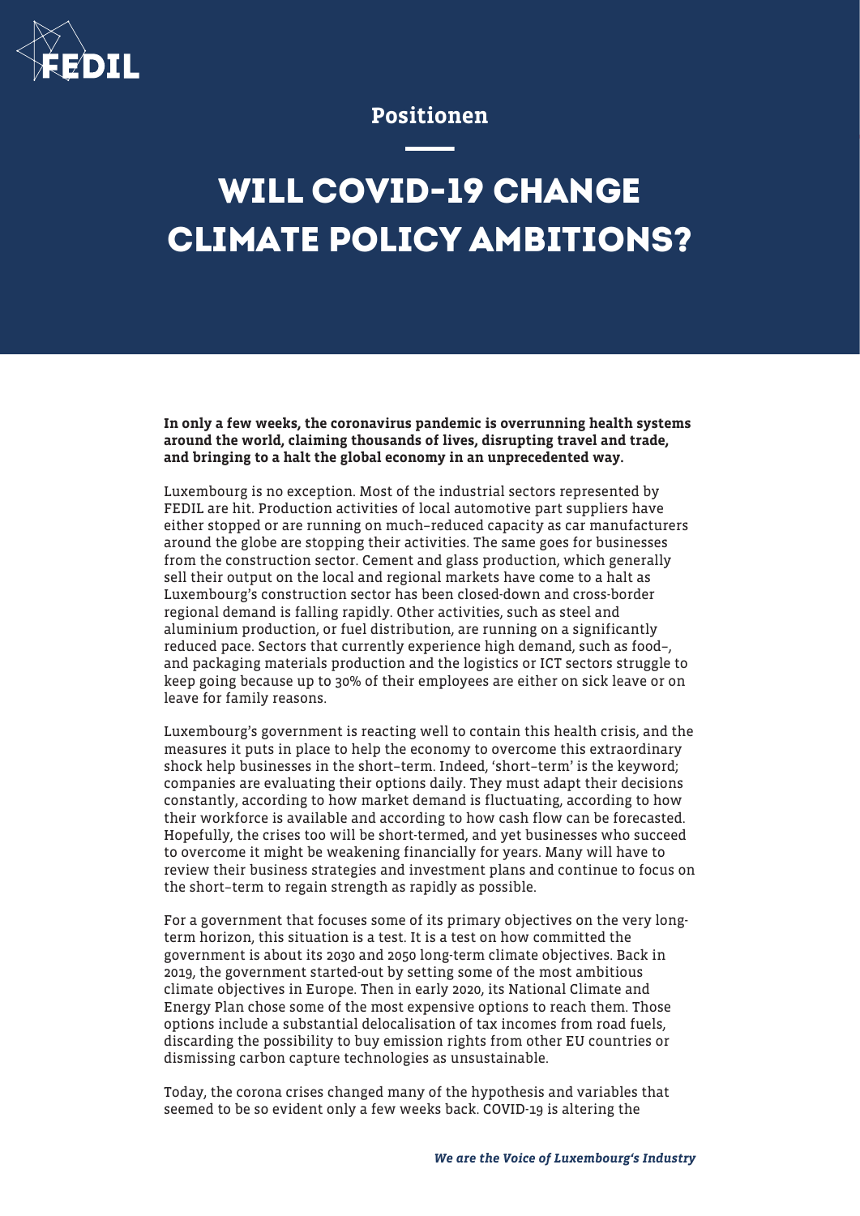Positionen

# WILL COVID-19 CHANGE CLIMATE POLICY AMBITIONS?

**In only a few weeks, the coronavirus pandemic is overrunning health systems around the world, claiming thousands of lives, disrupting travel and trade, and bringing to a halt the global economy in an unprecedented way.**

Luxembourg is no exception. Most of the industrial sectors represented by FEDIL are hit. Production activities of local automotive part suppliers have either stopped or are running on much-reduced capacity as car manufacturers around the globe are stopping their activities. The same goes for businesses from the construction sector. Cement and glass production, which generally sell their output on the local and regional markets have come to a halt as Luxembourg's construction sector has been closed-down and cross-border regional demand is falling rapidly. Other activities, such as steel and aluminium production, or fuel distribution, are running on a significantly reduced pace. Sectors that currently experience high demand, such as food-, and packaging materials production and the logistics or ICT sectors struggle to keep going because up to 30% of their employees are either on sick leave or on leave for family reasons.

Luxembourg's government is reacting well to contain this health crisis, and the measures it puts in place to help the economy to overcome this extraordinary shock help businesses in the short-term. Indeed, 'short-term' is the keyword; companies are evaluating their options daily. They must adapt their decisions constantly, according to how market demand is fluctuating, according to how their workforce is available and according to how cash flow can be forecasted. Hopefully, the crises too will be short-termed, and yet businesses who succeed to overcome it might be weakening financially for years. Many will have to review their business strategies and investment plans and continue to focus on the short-term to regain strength as rapidly as possible.

For a government that focuses some of its primary objectives on the very long-term horizon, this situation is a test. It is a test on how committed the government is about its 2030 and 2050 long-term climate objectives. Back in 2019, the government started-out by setting some of the most ambitious climate objectives in Europe. Then in early 2020, its National Climate and Energy Plan chose some of the most expensive options to reach them. Those options include a substantial delocalisation of tax incomes from road fuels, discarding the possibility to buy emission rights from other EU countries or dismissing carbon capture technologies as unsustainable.

Today, the corona crises changed many of the hypothesis and variables that seemed to be so evident only a few weeks back. COVID-19 is altering the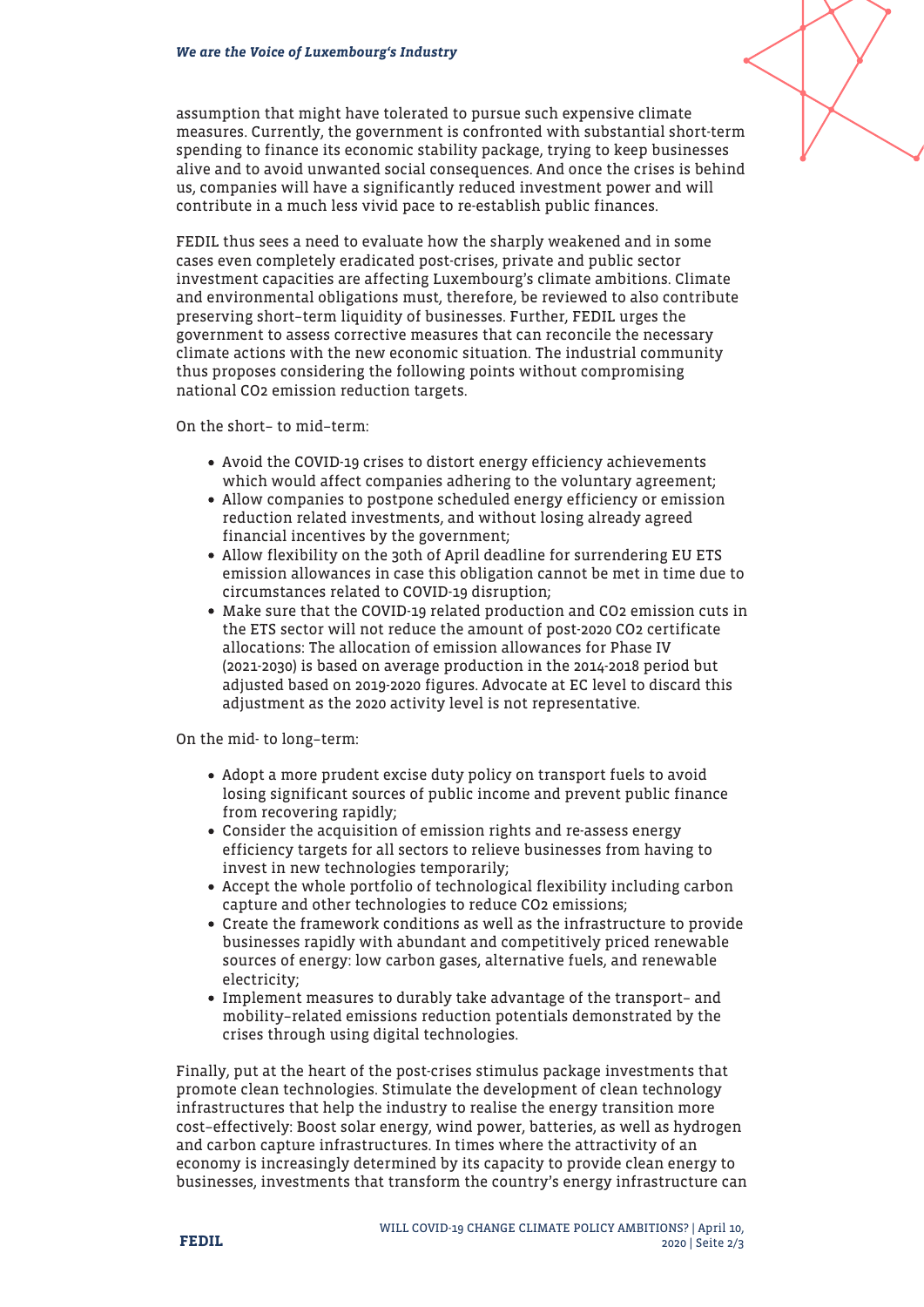assumption that might have tolerated to pursue such expensive climate measures. Currently, the government is confronted with substantial short-term spending to finance its economic stability package, trying to keep businesses alive and to avoid unwanted social consequences. And once the crises is behind us, companies will have a significantly reduced investment power and will contribute in a much less vivid pace to re-establish public finances.

FEDIL thus sees a need to evaluate how the sharply weakened and in some cases even completely eradicated post-crises, private and public sector investment capacities are affecting Luxembourg's climate ambitions. Climate and environmental obligations must, therefore, be reviewed to also contribute preserving short-term liquidity of businesses. Further, FEDIL urges the government to assess corrective measures that can reconcile the necessary climate actions with the new economic situation. The industrial community thus proposes considering the following points without compromising national $CO_2$ emission reduction targets.

On the short- to mid-term:

- Avoid the COVID-19 crises to distort energy efficiency achievements which would affect companies adhering to the voluntary agreement;
- Allow companies to postpone scheduled energy efficiency or emission reduction related investments, and without losing already agreed financial incentives by the government;
- Allow flexibility on the 30th of April deadline for surrendering EU ETS emission allowances in case this obligation cannot be met in time due to circumstances related to COVID-19 disruption;
- Make sure that the COVID-19 related production and $CO_2$ emission cuts in the ETS sector will not reduce the amount of post-2020 $CO_2$ certificate allocations: The allocation of emission allowances for Phase IV (2021-2030) is based on average production in the 2014-2018 period but adjusted based on 2019-2020 figures. Advocate at EC level to discard this adjustment as the 2020 activity level is not representative.

On the mid- to long-term:

- Adopt a more prudent excise duty policy on transport fuels to avoid losing significant sources of public income and prevent public finance from recovering rapidly;
- Consider the acquisition of emission rights and re-assess energy efficiency targets for all sectors to relieve businesses from having to invest in new technologies temporarily;
- Accept the whole portfolio of technological flexibility including carbon capture and other technologies to reduce $CO_2$ emissions;
- Create the framework conditions as well as the infrastructure to provide businesses rapidly with abundant and competitively priced renewable sources of energy: low carbon gases, alternative fuels, and renewable electricity;
- Implement measures to durably take advantage of the transport- and mobility-related emissions reduction potentials demonstrated by the crises through using digital technologies.

Finally, put at the heart of the post-crises stimulus package investments that promote clean technologies. Stimulate the development of clean technology infrastructures that help the industry to realise the energy transition more cost-effectively: Boost solar energy, wind power, batteries, as well as hydrogen and carbon capture infrastructures. In times where the attractivity of an economy is increasingly determined by its capacity to provide clean energy to businesses, investments that transform the country's energy infrastructure can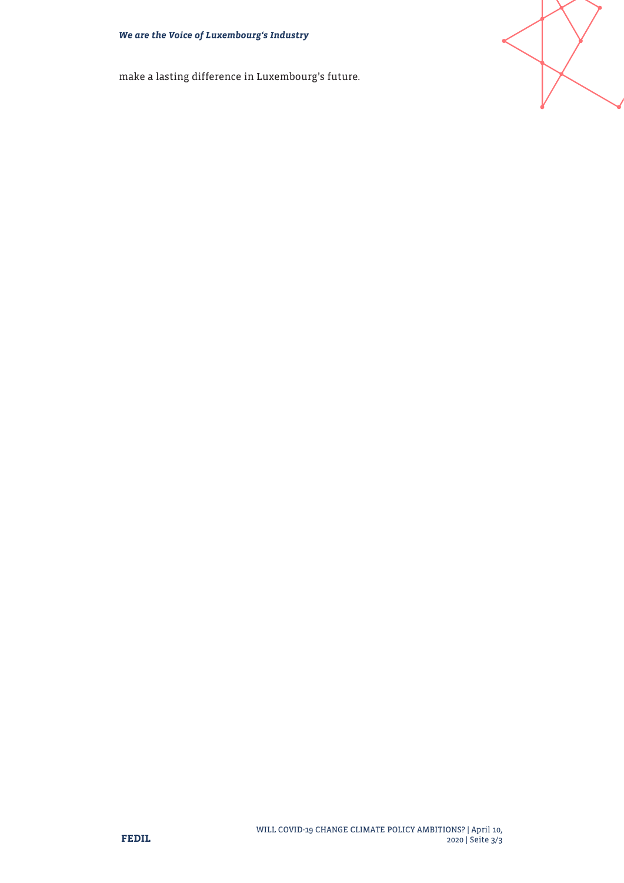make a lasting difference in Luxembourg's future.